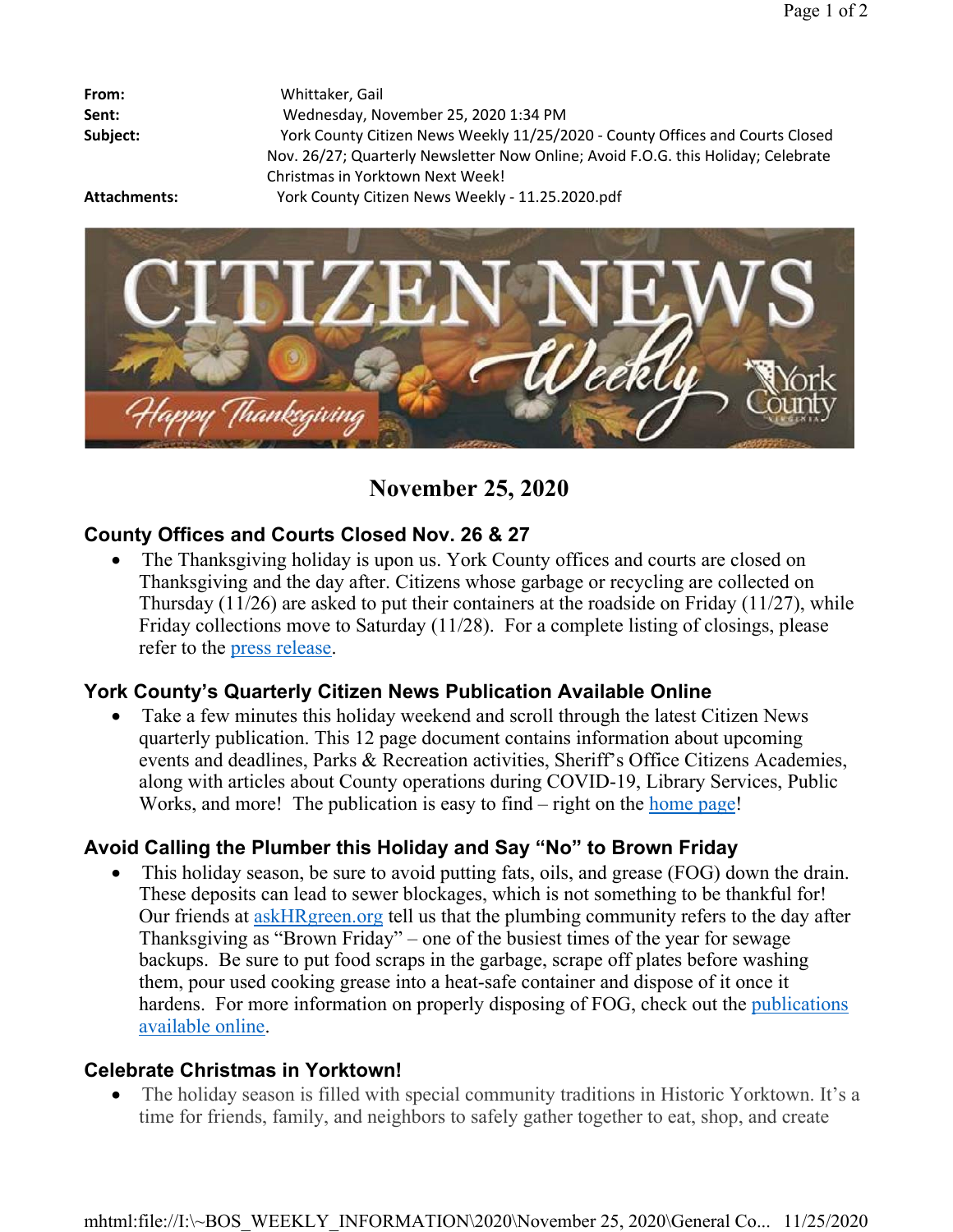**From:** Whittaker, Gail

**Sent:** Wednesday, November 25, 2020 1:34 PM

**Subject:** York County Citizen News Weekly 11/25/2020 - County Offices and Courts Closed Nov. 26/27; Quarterly Newsletter Now Online; Avoid F.O.G. this Holiday; Celebrate Christmas in Yorktown Next Week!

**Attachments:** York County Citizen News Weekly - 11.25.2020.pdf

# November 25, 2020

## County Offices and Courts Closed Nov. 26 & 27

- The Thanksgiving holiday is upon us. York County offices and courts are closed on Thanksgiving and the day after. Citizens whose garbage or recycling are collected on Thursday (11/26) are asked to put their containers at the roadside on Friday (11/27), while Friday collections move to Saturday (11/28). For a complete listing of closings, please refer to the press release.

## York County's Quarterly Citizen News Publication Available Online

- Take a few minutes this holiday weekend and scroll through the latest Citizen News quarterly publication. This 12 page document contains information about upcoming events and deadlines, Parks & Recreation activities, Sheriff's Office Citizens Academies, along with articles about County operations during COVID-19, Library Services, Public Works, and more! The publication is easy to find – right on the home page!

## Avoid Calling the Plumber this Holiday and Say "No" to Brown Friday

- This holiday season, be sure to avoid putting fats, oils, and grease (FOG) down the drain. These deposits can lead to sewer blockages, which is not something to be thankful for! Our friends at askHRgreen.org tell us that the plumbing community refers to the day after Thanksgiving as "Brown Friday" – one of the busiest times of the year for sewage backups. Be sure to put food scraps in the garbage, scrape off plates before washing them, pour used cooking grease into a heat-safe container and dispose of it once it hardens. For more information on properly disposing of FOG, check out the publications available online.

## Celebrate Christmas in Yorktown!

- The holiday season is filled with special community traditions in Historic Yorktown. It's a time for friends, family, and neighbors to safely gather together to eat, shop, and create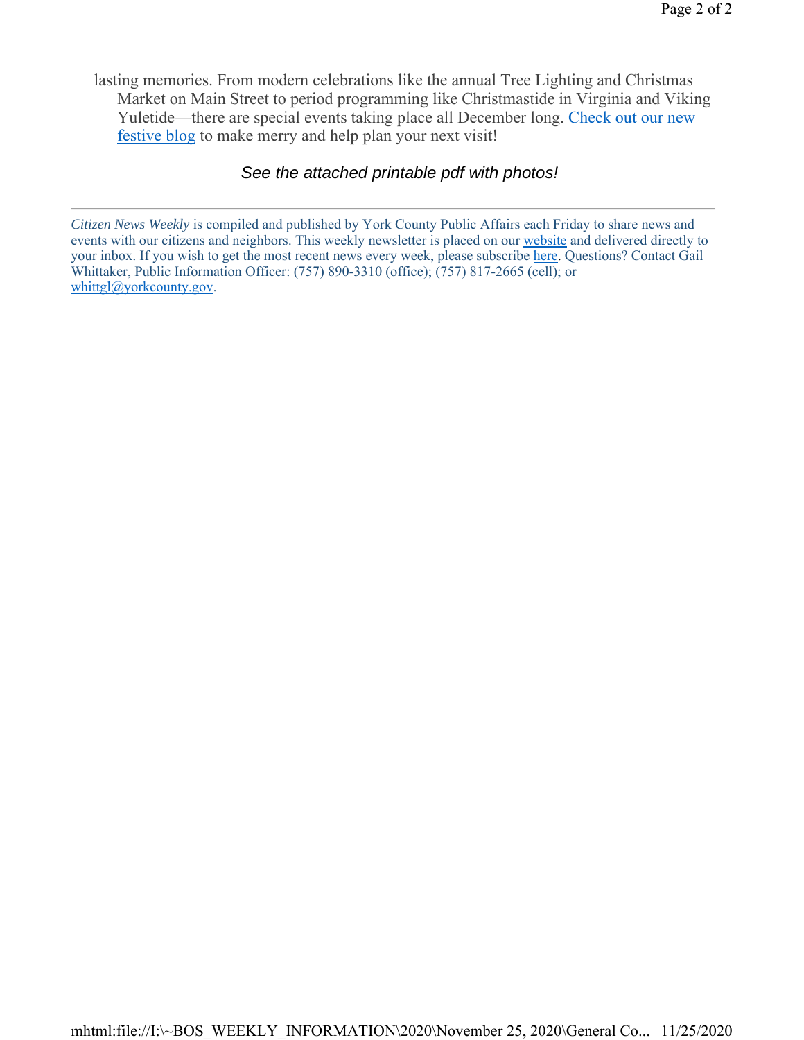lasting memories. From modern celebrations like the annual Tree Lighting and Christmas Market on Main Street to period programming like Christmastide in Virginia and Viking Yuletide—there are special events taking place all December long. Check out our new festive blog to make merry and help plan your next visit!

*See the attached printable pdf with photos!*

---

*Citizen News Weekly* is compiled and published by York County Public Affairs each Friday to share news and events with our citizens and neighbors. This weekly newsletter is placed on our website and delivered directly to your inbox. If you wish to get the most recent news every week, please subscribe here. Questions? Contact Gail Whittaker, Public Information Officer: (757) 890-3310 (office); (757) 817-2665 (cell); or whittgl@yorkcounty.gov.